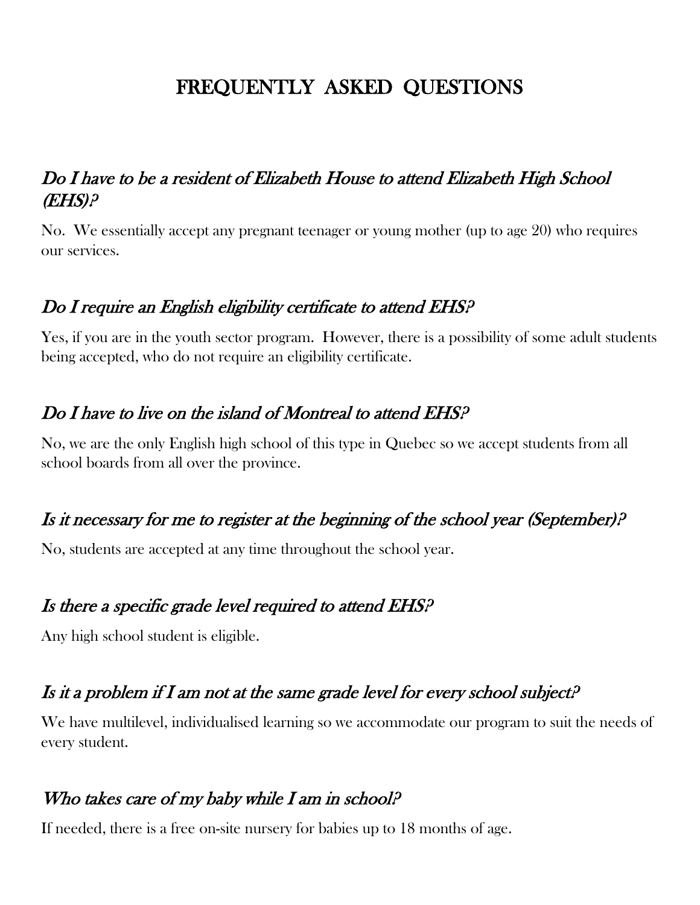# FREQUENTLY ASKED QUESTIONS

## *Do I have to be a resident of Elizabeth House to attend Elizabeth High School (EHS)?*

No. We essentially accept any pregnant teenager or young mother (up to age 20) who requires our services.

## *Do I require an English eligibility certificate to attend EHS?*

Yes, if you are in the youth sector program. However, there is a possibility of some adult students being accepted, who do not require an eligibility certificate.

## *Do I have to live on the island of Montreal to attend EHS?*

No, we are the only English high school of this type in Quebec so we accept students from all school boards from all over the province.

## *Is it necessary for me to register at the beginning of the school year (September)?*

No, students are accepted at any time throughout the school year.

## *Is there a specific grade level required to attend EHS?*

Any high school student is eligible.

## *Is it a problem if I am not at the same grade level for every school subject?*

We have multilevel, individualised learning so we accommodate our program to suit the needs of every student.

## *Who takes care of my baby while I am in school?*

If needed, there is a free on-site nursery for babies up to 18 months of age.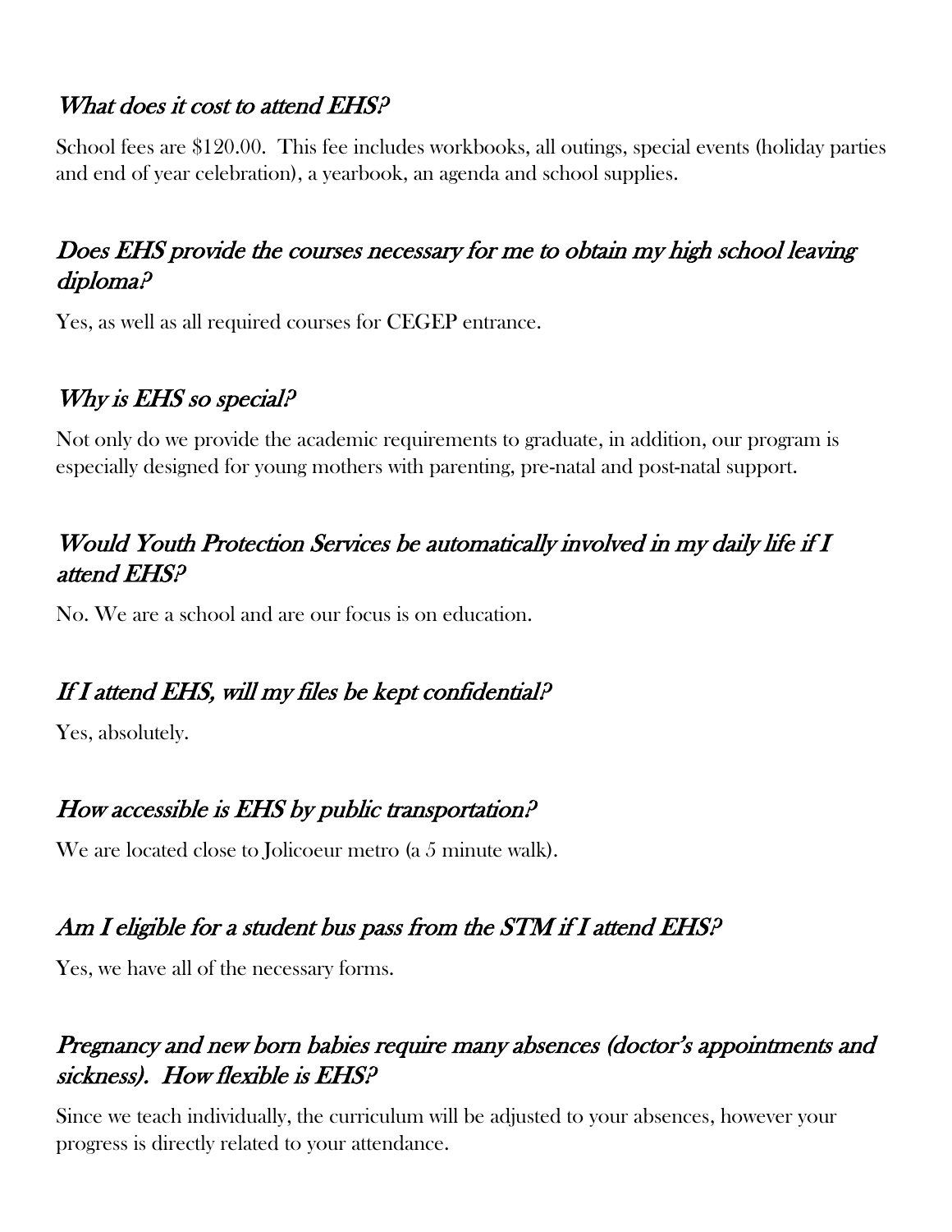### *What does it cost to attend EHS?*

School fees are $120.00. This fee includes workbooks, all outings, special events (holiday parties and end of year celebration), a yearbook, an agenda and school supplies.

### *Does EHS provide the courses necessary for me to obtain my high school leaving diploma?*

Yes, as well as all required courses for CEGEP entrance.

### *Why is EHS so special?*

Not only do we provide the academic requirements to graduate, in addition, our program is especially designed for young mothers with parenting, pre-natal and post-natal support.

### *Would Youth Protection Services be automatically involved in my daily life if I attend EHS?*

No. We are a school and are our focus is on education.

### *If I attend EHS, will my files be kept confidential?*

Yes, absolutely.

### *How accessible is EHS by public transportation?*

We are located close to Jolicoeur metro (a 5 minute walk).

### *Am I eligible for a student bus pass from the STM if I attend EHS?*

Yes, we have all of the necessary forms.

### *Pregnancy and new born babies require many absences (doctor's appointments and sickness). How flexible is EHS?*

Since we teach individually, the curriculum will be adjusted to your absences, however your progress is directly related to your attendance.